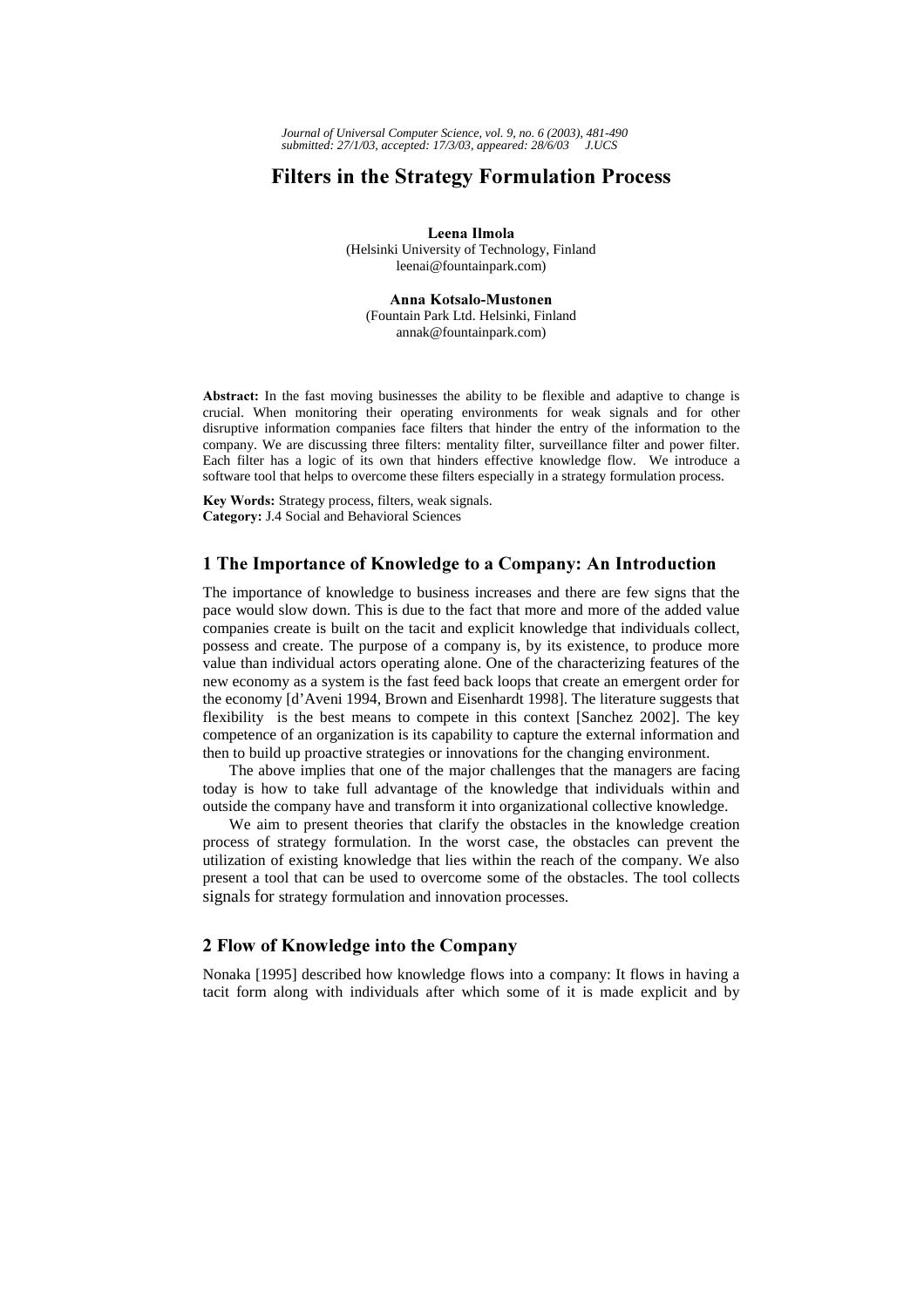# Filters in the Strategy Formulation Process

**Leena Ilmola**
(Helsinki University of Technology, Finland
leenai@fountainpark.com)

**Anna Kotsalo-Mustonen**
(Fountain Park Ltd. Helsinki, Finland
annak@fountainpark.com)

**Abstract:** In the fast moving businesses the ability to be flexible and adaptive to change is crucial. When monitoring their operating environments for weak signals and for other disruptive information companies face filters that hinder the entry of the information to the company. We are discussing three filters: mentality filter, surveillance filter and power filter. Each filter has a logic of its own that hinders effective knowledge flow. We introduce a software tool that helps to overcome these filters especially in a strategy formulation process.

**Key Words:** Strategy process, filters, weak signals.
**Category:** J.4 Social and Behavioral Sciences

## 1 The Importance of Knowledge to a Company: An Introduction

The importance of knowledge to business increases and there are few signs that the pace would slow down. This is due to the fact that more and more of the added value companies create is built on the tacit and explicit knowledge that individuals collect, possess and create. The purpose of a company is, by its existence, to produce more value than individual actors operating alone. One of the characterizing features of the new economy as a system is the fast feed back loops that create an emergent order for the economy [d'Aveni 1994, Brown and Eisenhardt 1998]. The literature suggests that flexibility is the best means to compete in this context [Sanchez 2002]. The key competence of an organization is its capability to capture the external information and then to build up proactive strategies or innovations for the changing environment.

The above implies that one of the major challenges that the managers are facing today is how to take full advantage of the knowledge that individuals within and outside the company have and transform it into organizational collective knowledge.

We aim to present theories that clarify the obstacles in the knowledge creation process of strategy formulation. In the worst case, the obstacles can prevent the utilization of existing knowledge that lies within the reach of the company. We also present a tool that can be used to overcome some of the obstacles. The tool collects signals for strategy formulation and innovation processes.

## 2 Flow of Knowledge into the Company

Nonaka [1995] described how knowledge flows into a company: It flows in having a tacit form along with individuals after which some of it is made explicit and by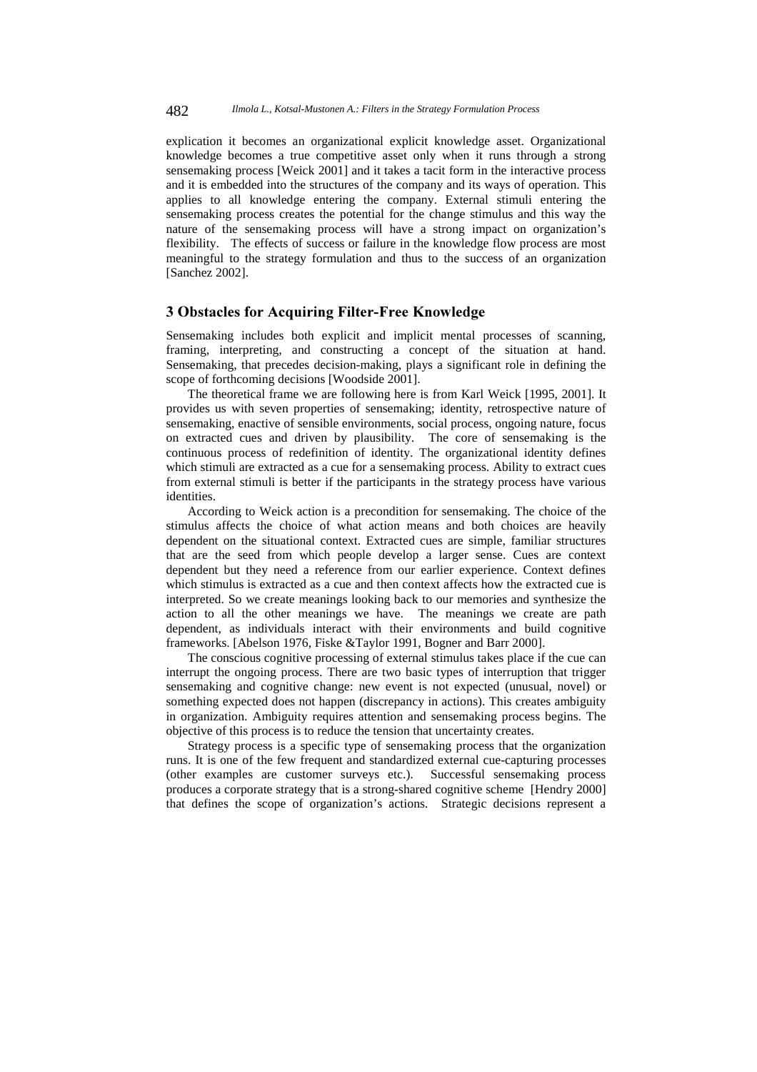explication it becomes an organizational explicit knowledge asset. Organizational knowledge becomes a true competitive asset only when it runs through a strong sensemaking process [Weick 2001] and it takes a tacit form in the interactive process and it is embedded into the structures of the company and its ways of operation. This applies to all knowledge entering the company. External stimuli entering the sensemaking process creates the potential for the change stimulus and this way the nature of the sensemaking process will have a strong impact on organization's flexibility. The effects of success or failure in the knowledge flow process are most meaningful to the strategy formulation and thus to the success of an organization [Sanchez 2002].

## 3 Obstacles for Acquiring Filter-Free Knowledge

Sensemaking includes both explicit and implicit mental processes of scanning, framing, interpreting, and constructing a concept of the situation at hand. Sensemaking, that precedes decision-making, plays a significant role in defining the scope of forthcoming decisions [Woodside 2001].

The theoretical frame we are following here is from Karl Weick [1995, 2001]. It provides us with seven properties of sensemaking; identity, retrospective nature of sensemaking, enactive of sensible environments, social process, ongoing nature, focus on extracted cues and driven by plausibility. The core of sensemaking is the continuous process of redefinition of identity. The organizational identity defines which stimuli are extracted as a cue for a sensemaking process. Ability to extract cues from external stimuli is better if the participants in the strategy process have various identities.

According to Weick action is a precondition for sensemaking. The choice of the stimulus affects the choice of what action means and both choices are heavily dependent on the situational context. Extracted cues are simple, familiar structures that are the seed from which people develop a larger sense. Cues are context dependent but they need a reference from our earlier experience. Context defines which stimulus is extracted as a cue and then context affects how the extracted cue is interpreted. So we create meanings looking back to our memories and synthesize the action to all the other meanings we have. The meanings we create are path dependent, as individuals interact with their environments and build cognitive frameworks. [Abelson 1976, Fiske &Taylor 1991, Bogner and Barr 2000].

The conscious cognitive processing of external stimulus takes place if the cue can interrupt the ongoing process. There are two basic types of interruption that trigger sensemaking and cognitive change: new event is not expected (unusual, novel) or something expected does not happen (discrepancy in actions). This creates ambiguity in organization. Ambiguity requires attention and sensemaking process begins. The objective of this process is to reduce the tension that uncertainty creates.

Strategy process is a specific type of sensemaking process that the organization runs. It is one of the few frequent and standardized external cue-capturing processes (other examples are customer surveys etc.). Successful sensemaking process produces a corporate strategy that is a strong-shared cognitive scheme [Hendry 2000] that defines the scope of organization's actions. Strategic decisions represent a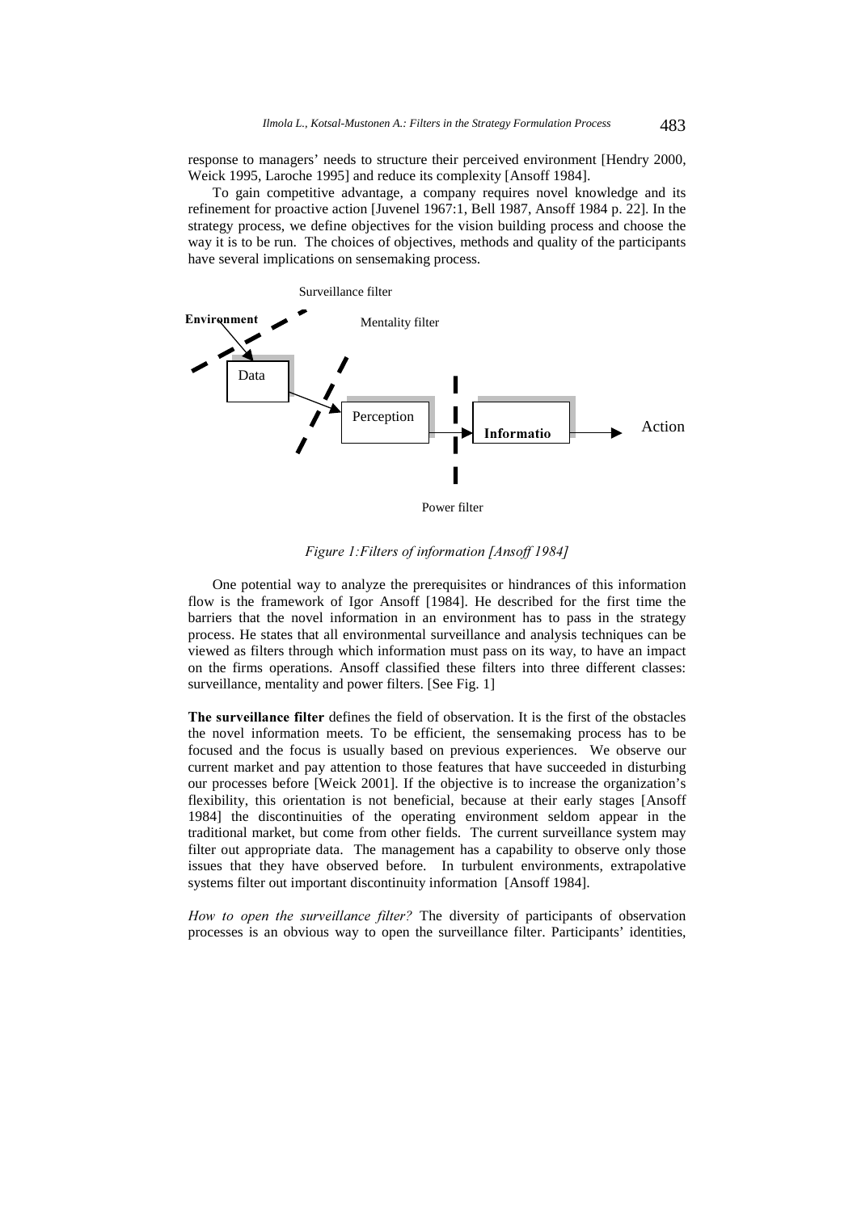response to managers' needs to structure their perceived environment [Hendry 2000, Weick 1995, Laroche 1995] and reduce its complexity [Ansoff 1984].

To gain competitive advantage, a company requires novel knowledge and its refinement for proactive action [Juvenel 1967:1, Bell 1987, Ansoff 1984 p. 22]. In the strategy process, we define objectives for the vision building process and choose the way it is to be run. The choices of objectives, methods and quality of the participants have several implications on sensemaking process.

Surveillance filter

**Environment**

Mentality filter

Data

Perception

**Informatio**

Action

Power filter

*Figure 1:Filters of information [Ansoff 1984]*

One potential way to analyze the prerequisites or hindrances of this information flow is the framework of Igor Ansoff [1984]. He described for the first time the barriers that the novel information in an environment has to pass in the strategy process. He states that all environmental surveillance and analysis techniques can be viewed as filters through which information must pass on its way, to have an impact on the firms operations. Ansoff classified these filters into three different classes: surveillance, mentality and power filters. [See Fig. 1]

**The surveillance filter** defines the field of observation. It is the first of the obstacles the novel information meets. To be efficient, the sensemaking process has to be focused and the focus is usually based on previous experiences. We observe our current market and pay attention to those features that have succeeded in disturbing our processes before [Weick 2001]. If the objective is to increase the organization's flexibility, this orientation is not beneficial, because at their early stages [Ansoff 1984] the discontinuities of the operating environment seldom appear in the traditional market, but come from other fields. The current surveillance system may filter out appropriate data. The management has a capability to observe only those issues that they have observed before. In turbulent environments, extrapolative systems filter out important discontinuity information [Ansoff 1984].

*How to open the surveillance filter?* The diversity of participants of observation processes is an obvious way to open the surveillance filter. Participants' identities,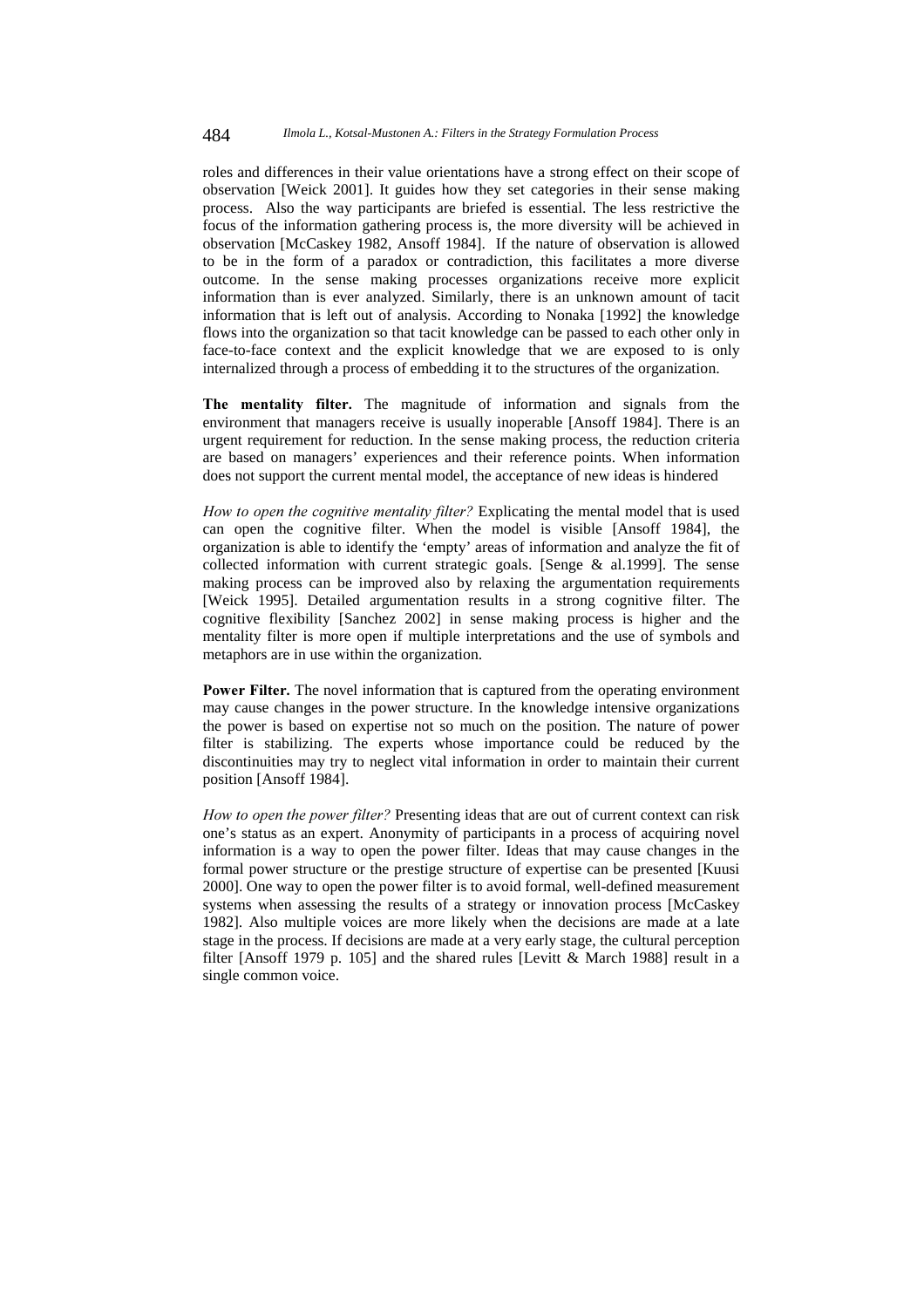roles and differences in their value orientations have a strong effect on their scope of observation [Weick 2001]. It guides how they set categories in their sense making process. Also the way participants are briefed is essential. The less restrictive the focus of the information gathering process is, the more diversity will be achieved in observation [McCaskey 1982, Ansoff 1984]. If the nature of observation is allowed to be in the form of a paradox or contradiction, this facilitates a more diverse outcome. In the sense making processes organizations receive more explicit information than is ever analyzed. Similarly, there is an unknown amount of tacit information that is left out of analysis. According to Nonaka [1992] the knowledge flows into the organization so that tacit knowledge can be passed to each other only in face-to-face context and the explicit knowledge that we are exposed to is only internalized through a process of embedding it to the structures of the organization.

**The mentality filter.** The magnitude of information and signals from the environment that managers receive is usually inoperable [Ansoff 1984]. There is an urgent requirement for reduction. In the sense making process, the reduction criteria are based on managers' experiences and their reference points. When information does not support the current mental model, the acceptance of new ideas is hindered

*How to open the cognitive mentality filter?* Explicating the mental model that is used can open the cognitive filter. When the model is visible [Ansoff 1984], the organization is able to identify the 'empty' areas of information and analyze the fit of collected information with current strategic goals. [Senge & al.1999]. The sense making process can be improved also by relaxing the argumentation requirements [Weick 1995]. Detailed argumentation results in a strong cognitive filter. The cognitive flexibility [Sanchez 2002] in sense making process is higher and the mentality filter is more open if multiple interpretations and the use of symbols and metaphors are in use within the organization.

**Power Filter.** The novel information that is captured from the operating environment may cause changes in the power structure. In the knowledge intensive organizations the power is based on expertise not so much on the position. The nature of power filter is stabilizing. The experts whose importance could be reduced by the discontinuities may try to neglect vital information in order to maintain their current position [Ansoff 1984].

*How to open the power filter?* Presenting ideas that are out of current context can risk one's status as an expert. Anonymity of participants in a process of acquiring novel information is a way to open the power filter. Ideas that may cause changes in the formal power structure or the prestige structure of expertise can be presented [Kuusi 2000]. One way to open the power filter is to avoid formal, well-defined measurement systems when assessing the results of a strategy or innovation process [McCaskey 1982]. Also multiple voices are more likely when the decisions are made at a late stage in the process. If decisions are made at a very early stage, the cultural perception filter [Ansoff 1979 p. 105] and the shared rules [Levitt & March 1988] result in a single common voice.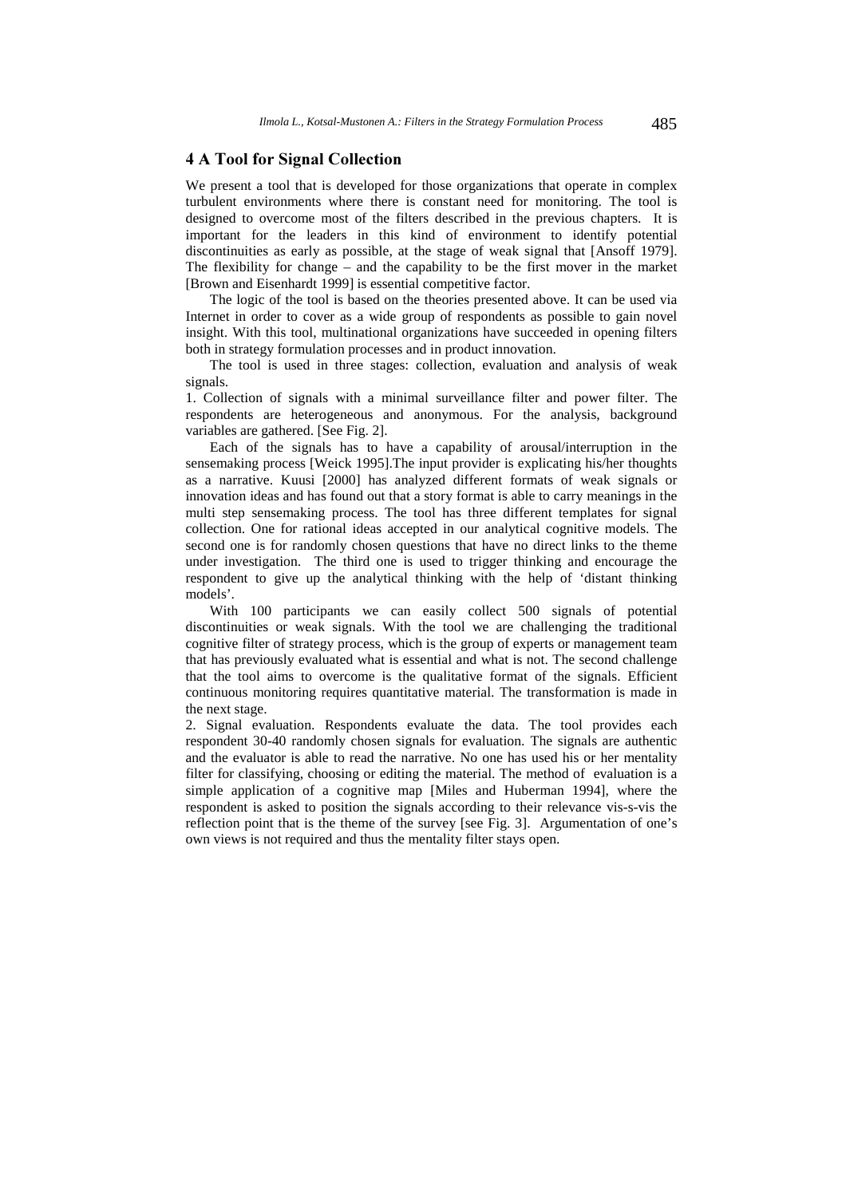## 4 A Tool for Signal Collection

We present a tool that is developed for those organizations that operate in complex turbulent environments where there is constant need for monitoring. The tool is designed to overcome most of the filters described in the previous chapters. It is important for the leaders in this kind of environment to identify potential discontinuities as early as possible, at the stage of weak signal that [Ansoff 1979]. The flexibility for change – and the capability to be the first mover in the market [Brown and Eisenhardt 1999] is essential competitive factor.

The logic of the tool is based on the theories presented above. It can be used via Internet in order to cover as a wide group of respondents as possible to gain novel insight. With this tool, multinational organizations have succeeded in opening filters both in strategy formulation processes and in product innovation.

The tool is used in three stages: collection, evaluation and analysis of weak signals.

1. Collection of signals with a minimal surveillance filter and power filter. The respondents are heterogeneous and anonymous. For the analysis, background variables are gathered. [See Fig. 2].

Each of the signals has to have a capability of arousal/interruption in the sensemaking process [Weick 1995].The input provider is explicating his/her thoughts as a narrative. Kuusi [2000] has analyzed different formats of weak signals or innovation ideas and has found out that a story format is able to carry meanings in the multi step sensemaking process. The tool has three different templates for signal collection. One for rational ideas accepted in our analytical cognitive models. The second one is for randomly chosen questions that have no direct links to the theme under investigation. The third one is used to trigger thinking and encourage the respondent to give up the analytical thinking with the help of 'distant thinking models'.

With 100 participants we can easily collect 500 signals of potential discontinuities or weak signals. With the tool we are challenging the traditional cognitive filter of strategy process, which is the group of experts or management team that has previously evaluated what is essential and what is not. The second challenge that the tool aims to overcome is the qualitative format of the signals. Efficient continuous monitoring requires quantitative material. The transformation is made in the next stage.

2. Signal evaluation. Respondents evaluate the data. The tool provides each respondent 30-40 randomly chosen signals for evaluation. The signals are authentic and the evaluator is able to read the narrative. No one has used his or her mentality filter for classifying, choosing or editing the material. The method of evaluation is a simple application of a cognitive map [Miles and Huberman 1994], where the respondent is asked to position the signals according to their relevance vis-s-vis the reflection point that is the theme of the survey [see Fig. 3]. Argumentation of one's own views is not required and thus the mentality filter stays open.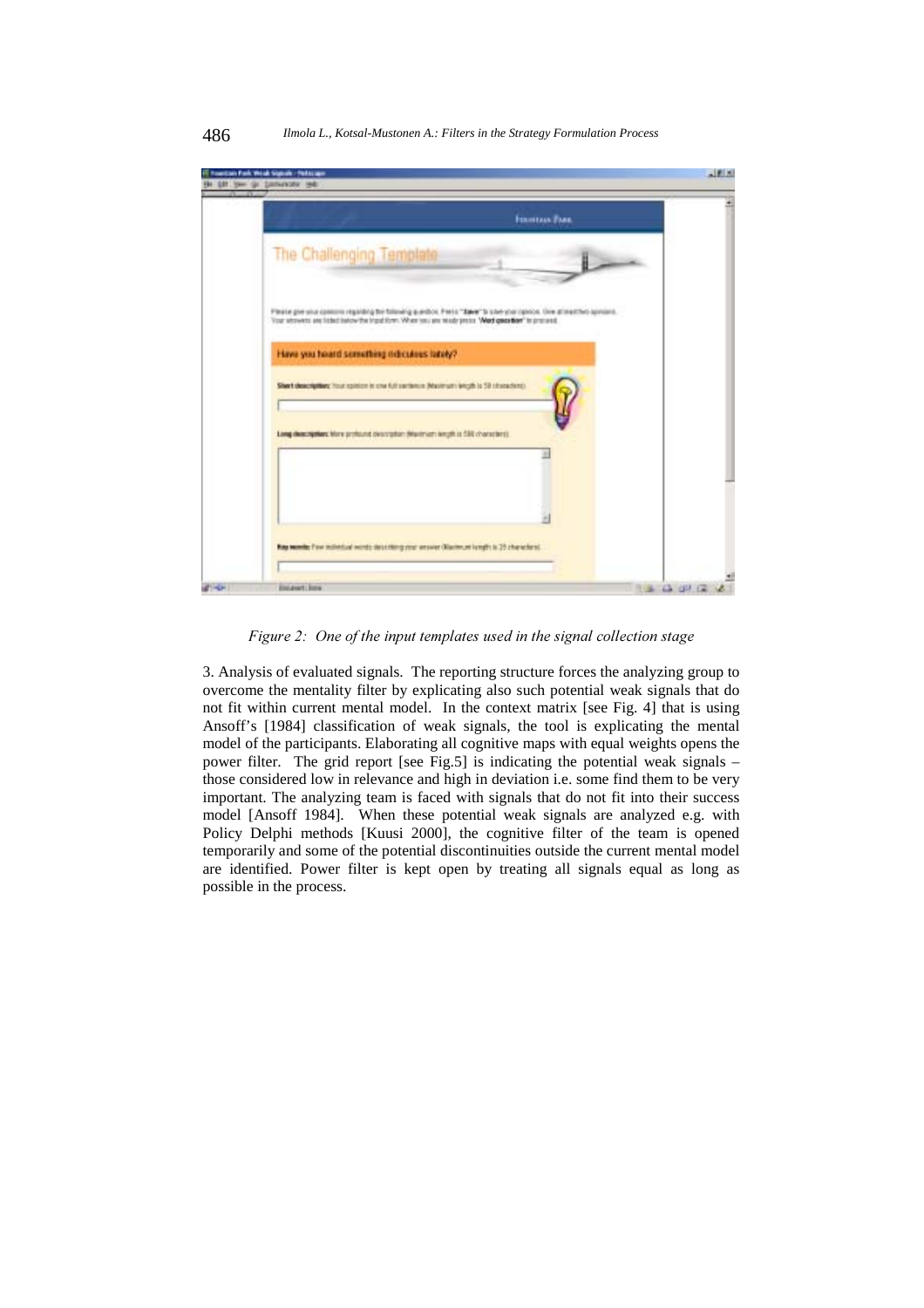*Figure 2: One of the input templates used in the signal collection stage*

3. Analysis of evaluated signals. The reporting structure forces the analyzing group to overcome the mentality filter by explicating also such potential weak signals that do not fit within current mental model. In the context matrix [see Fig. 4] that is using Ansoff's [1984] classification of weak signals, the tool is explicating the mental model of the participants. Elaborating all cognitive maps with equal weights opens the power filter. The grid report [see Fig.5] is indicating the potential weak signals – those considered low in relevance and high in deviation i.e. some find them to be very important. The analyzing team is faced with signals that do not fit into their success model [Ansoff 1984]. When these potential weak signals are analyzed e.g. with Policy Delphi methods [Kuusi 2000], the cognitive filter of the team is opened temporarily and some of the potential discontinuities outside the current mental model are identified. Power filter is kept open by treating all signals equal as long as possible in the process.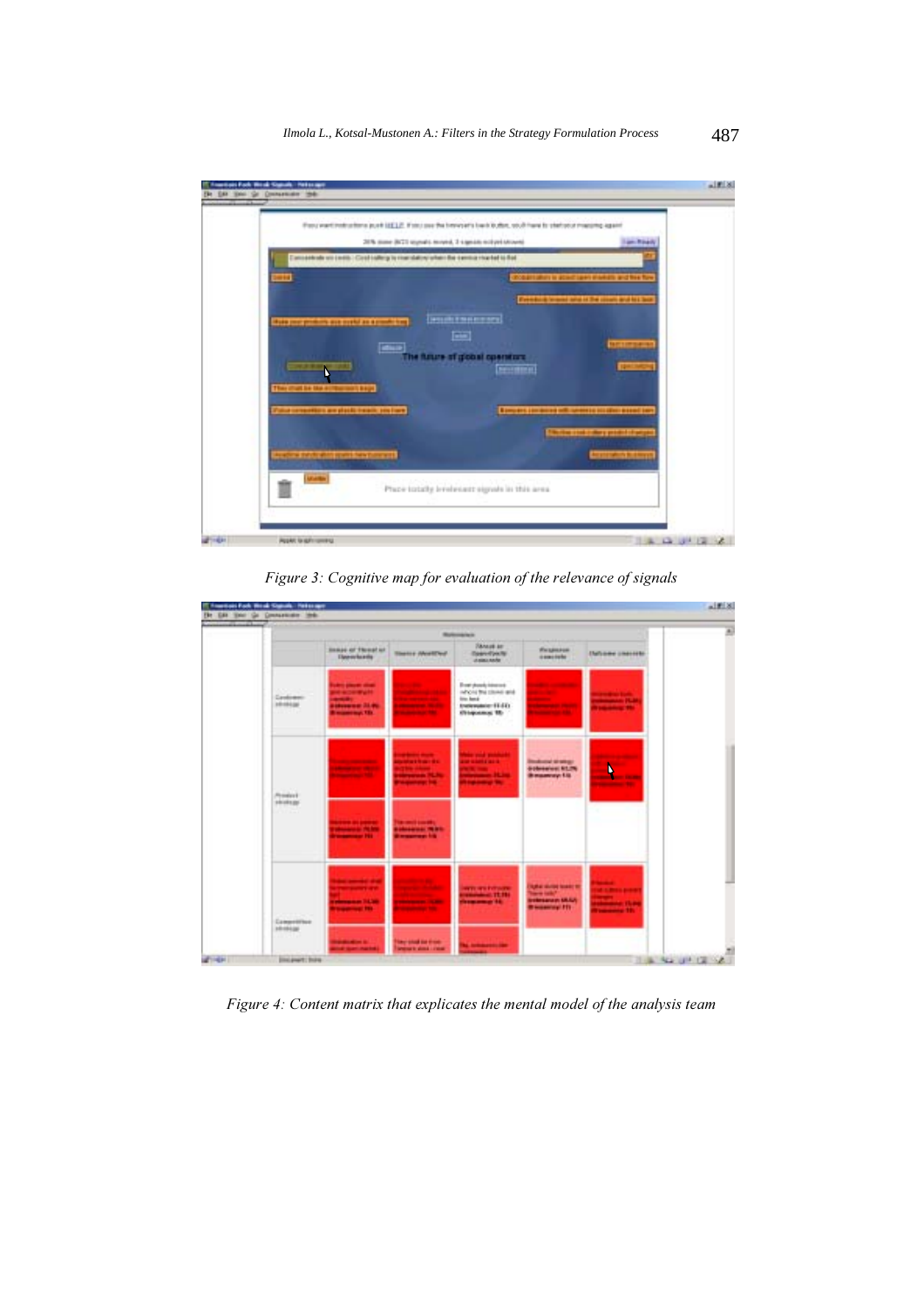Figure 3: Cognitive map for evaluation of the relevance of signals

Figure 4: Content matrix that explicates the mental model of the analysis team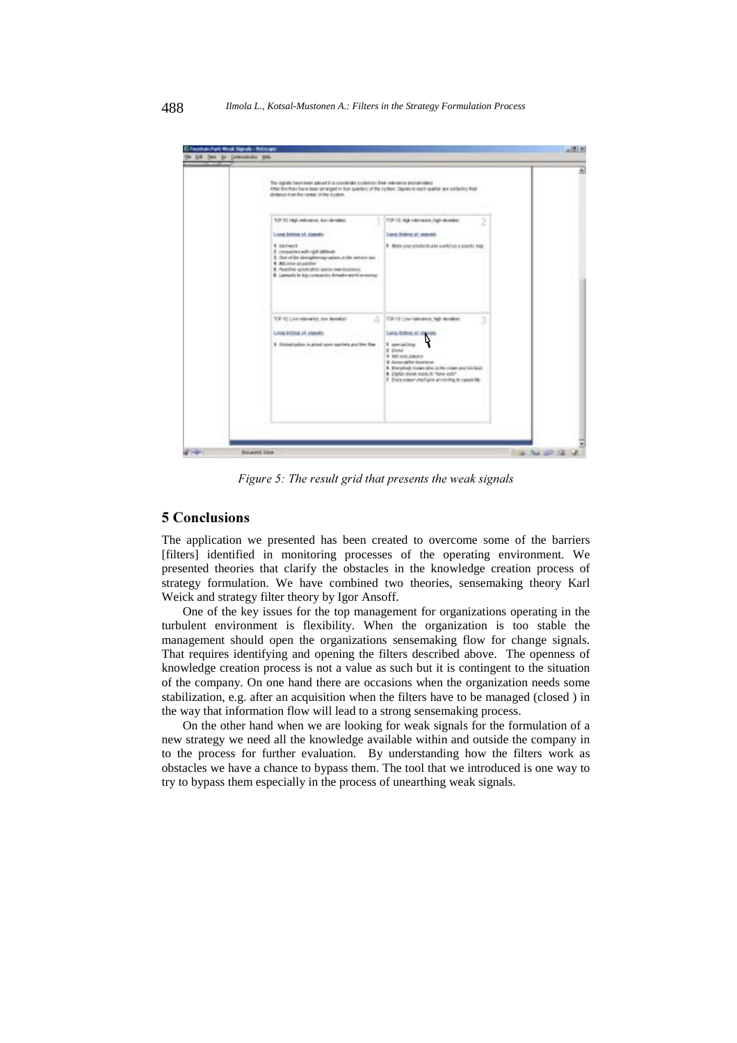*Figure 5: The result grid that presents the weak signals*

## 5 Conclusions

The application we presented has been created to overcome some of the barriers [filters] identified in monitoring processes of the operating environment. We presented theories that clarify the obstacles in the knowledge creation process of strategy formulation. We have combined two theories, sensemaking theory Karl Weick and strategy filter theory by Igor Ansoff.

One of the key issues for the top management for organizations operating in the turbulent environment is flexibility. When the organization is too stable the management should open the organizations sensemaking flow for change signals. That requires identifying and opening the filters described above. The openness of knowledge creation process is not a value as such but it is contingent to the situation of the company. On one hand there are occasions when the organization needs some stabilization, e.g. after an acquisition when the filters have to be managed (closed ) in the way that information flow will lead to a strong sensemaking process.

On the other hand when we are looking for weak signals for the formulation of a new strategy we need all the knowledge available within and outside the company in to the process for further evaluation. By understanding how the filters work as obstacles we have a chance to bypass them. The tool that we introduced is one way to try to bypass them especially in the process of unearthing weak signals.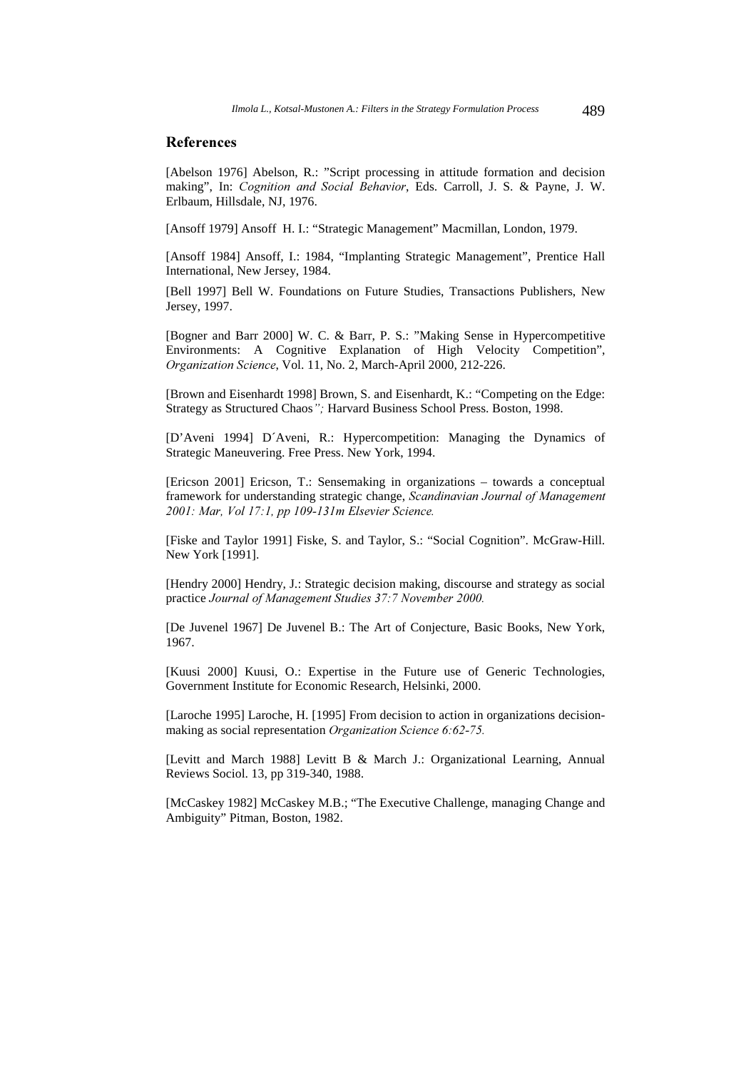## References

[Abelson 1976] Abelson, R.: "Script processing in attitude formation and decision making", In: *Cognition and Social Behavior*, Eds. Carroll, J. S. & Payne, J. W. Erlbaum, Hillsdale, NJ, 1976.

[Ansoff 1979] Ansoff H. I.: "Strategic Management" Macmillan, London, 1979.

[Ansoff 1984] Ansoff, I.: 1984, "Implanting Strategic Management", Prentice Hall International, New Jersey, 1984.

[Bell 1997] Bell W. Foundations on Future Studies, Transactions Publishers, New Jersey, 1997.

[Bogner and Barr 2000] W. C. & Barr, P. S.: "Making Sense in Hypercompetitive Environments: A Cognitive Explanation of High Velocity Competition", *Organization Science*, Vol. 11, No. 2, March-April 2000, 212-226.

[Brown and Eisenhardt 1998] Brown, S. and Eisenhardt, K.: "Competing on the Edge: Strategy as Structured Chaos*";* Harvard Business School Press. Boston, 1998.

[D'Aveni 1994] D´Aveni, R.: Hypercompetition: Managing the Dynamics of Strategic Maneuvering. Free Press. New York, 1994.

[Ericson 2001] Ericson, T.: Sensemaking in organizations – towards a conceptual framework for understanding strategic change, *Scandinavian Journal of Management 2001: Mar, Vol 17:1, pp 109-131m Elsevier Science.*

[Fiske and Taylor 1991] Fiske, S. and Taylor, S.: "Social Cognition". McGraw-Hill. New York [1991].

[Hendry 2000] Hendry, J.: Strategic decision making, discourse and strategy as social practice *Journal of Management Studies 37:7 November 2000.*

[De Juvenel 1967] De Juvenel B.: The Art of Conjecture, Basic Books, New York, 1967.

[Kuusi 2000] Kuusi, O.: Expertise in the Future use of Generic Technologies, Government Institute for Economic Research, Helsinki, 2000.

[Laroche 1995] Laroche, H. [1995] From decision to action in organizations decision-making as social representation *Organization Science 6:62-75.*

[Levitt and March 1988] Levitt B & March J.: Organizational Learning, Annual Reviews Sociol. 13, pp 319-340, 1988.

[McCaskey 1982] McCaskey M.B.; "The Executive Challenge, managing Change and Ambiguity" Pitman, Boston, 1982.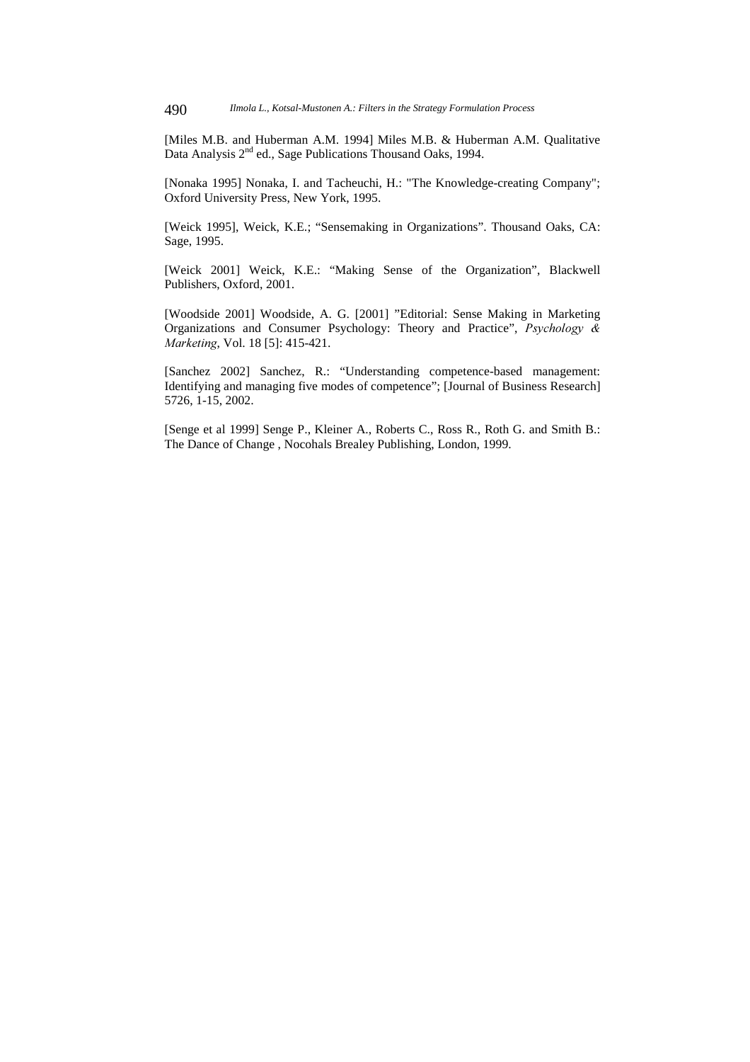[Miles M.B. and Huberman A.M. 1994] Miles M.B. & Huberman A.M. Qualitative Data Analysis 2nd ed., Sage Publications Thousand Oaks, 1994.

[Nonaka 1995] Nonaka, I. and Tacheuchi, H.: "The Knowledge-creating Company"; Oxford University Press, New York, 1995.

[Weick 1995], Weick, K.E.; “Sensemaking in Organizations”. Thousand Oaks, CA: Sage, 1995.

[Weick 2001] Weick, K.E.: “Making Sense of the Organization”, Blackwell Publishers, Oxford, 2001.

[Woodside 2001] Woodside, A. G. [2001] ”Editorial: Sense Making in Marketing Organizations and Consumer Psychology: Theory and Practice”, *Psychology & Marketing,* Vol. 18 [5]: 415-421.

[Sanchez 2002] Sanchez, R.: “Understanding competence-based management: Identifying and managing five modes of competence”; [Journal of Business Research] 5726, 1-15, 2002.

[Senge et al 1999] Senge P., Kleiner A., Roberts C., Ross R., Roth G. and Smith B.: The Dance of Change , Nocohals Brealey Publishing, London, 1999.